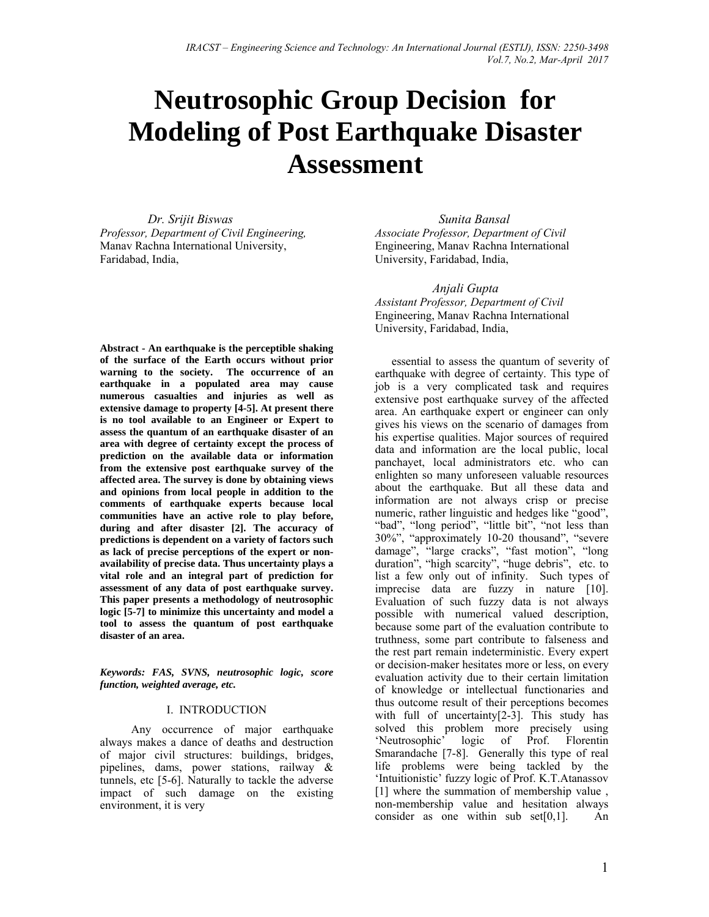# Neutrosophic Group Decision for Modeling of Post Earthquake Disaster Assessment

*Dr. Srijit Biswas*
*Professor, Department of Civil Engineering,*
Manav Rachna International University,
Faridabad, India,

*Sunita Bansal*
*Associate Professor, Department of Civil*
Engineering, Manav Rachna International
University, Faridabad, India,

*Anjali Gupta*
*Assistant Professor, Department of Civil*
Engineering, Manav Rachna International
University, Faridabad, India,

**Abstract - An earthquake is the perceptible shaking of the surface of the Earth occurs without prior warning to the society. The occurrence of an earthquake in a populated area may cause numerous casualties and injuries as well as extensive damage to property [4-5]. At present there is no tool available to an Engineer or Expert to assess the quantum of an earthquake disaster of an area with degree of certainty except the process of prediction on the available data or information from the extensive post earthquake survey of the affected area. The survey is done by obtaining views and opinions from local people in addition to the comments of earthquake experts because local communities have an active role to play before, during and after disaster [2]. The accuracy of predictions is dependent on a variety of factors such as lack of precise perceptions of the expert or non-availability of precise data. Thus uncertainty plays a vital role and an integral part of prediction for assessment of any data of post earthquake survey. This paper presents a methodology of neutrosophic logic [5-7] to minimize this uncertainty and model a tool to assess the quantum of post earthquake disaster of an area.**

***Keywords: FAS, SVNS, neutrosophic logic, score function, weighted average, etc.***

## I. INTRODUCTION

Any occurrence of major earthquake always makes a dance of deaths and destruction of major civil structures: buildings, bridges, pipelines, dams, power stations, railway & tunnels, etc [5-6]. Naturally to tackle the adverse impact of such damage on the existing environment, it is very essential to assess the quantum of severity of earthquake with degree of certainty. This type of job is a very complicated task and requires extensive post earthquake survey of the affected area. An earthquake expert or engineer can only gives his views on the scenario of damages from his expertise qualities. Major sources of required data and information are the local public, local panchayet, local administrators etc. who can enlighten so many unforeseen valuable resources about the earthquake. But all these data and information are not always crisp or precise numeric, rather linguistic and hedges like "good", "bad", "long period", "little bit", "not less than 30%", "approximately 10-20 thousand", "severe damage", "large cracks", "fast motion", "long duration", "high scarcity", "huge debris", etc. to list a few only out of infinity. Such types of imprecise data are fuzzy in nature [10]. Evaluation of such fuzzy data is not always possible with numerical valued description, because some part of the evaluation contribute to truthness, some part contribute to falseness and the rest part remain indeterministic. Every expert or decision-maker hesitates more or less, on every evaluation activity due to their certain limitation of knowledge or intellectual functionaries and thus outcome result of their perceptions becomes with full of uncertainty[2-3]. This study has solved this problem more precisely using 'Neutrosophic' logic of Prof. Florentin Smarandache [7-8]. Generally this type of real life problems were being tackled by the 'Intuitionistic' fuzzy logic of Prof. K.T.Atanassov [1] where the summation of membership value , non-membership value and hesitation always consider as one within sub set[0,1]. An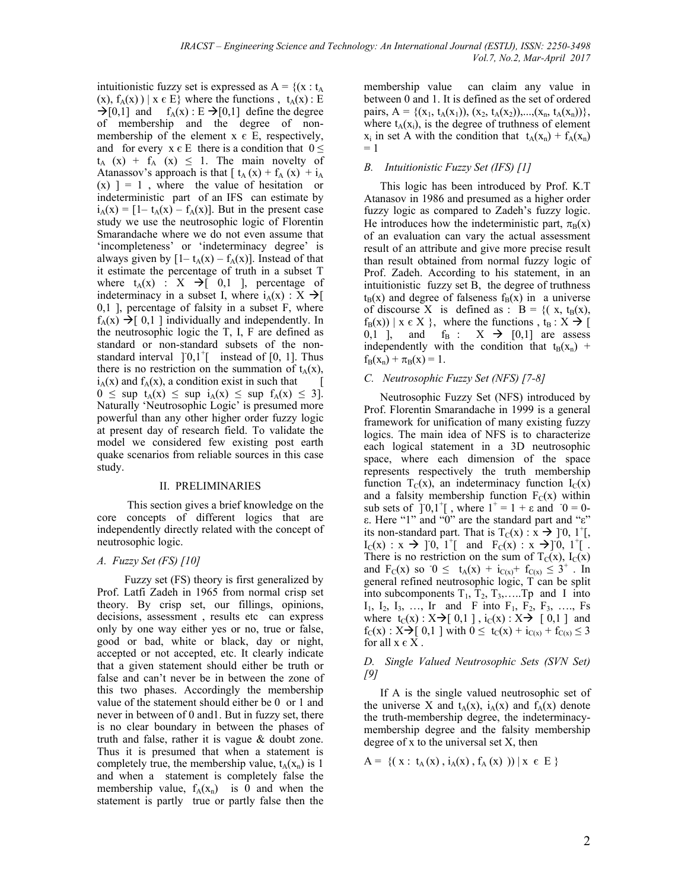intuitionistic fuzzy set is expressed as $A = \{(x : t_A(x), f_A(x)) \mid x \in E\}$ where the functions , $t_A(x) : E \rightarrow [0,1]$ and $f_A(x) : E \rightarrow [0,1]$ define the degree of membership and the degree of non-membership of the element $x \in E$, respectively, and for every $x \in E$ there is a condition that $0 \leq t_A(x) + f_A(x) \leq 1$. The main novelty of Atanassov's approach is that $[ t_A(x) + f_A(x) + i_A(x) ] = 1$ , where the value of hesitation or indeterministic part of an IFS can estimate by $i_A(x) = [1 - t_A(x) - f_A(x)]$. But in the present case study we use the neutrosophic logic of Florentin Smarandache where we do not even assume that 'incompleteness' or 'indeterminacy degree' is always given by $[1 - t_A(x) - f_A(x)]$. Instead of that it estimate the percentage of truth in a subset T where $t_A(x) : X \rightarrow [0,1]$, percentage of indeterminacy in a subset I, where $i_A(x) : X \rightarrow [0,1]$, percentage of falsity in a subset F, where $f_A(x) \rightarrow [0,1]$ individually and independently. In the neutrosophic logic the T, I, F are defined as standard or non-standard subsets of the non-standard interval $]^-0,1^+[$ instead of [0, 1]. Thus there is no restriction on the summation of $t_A(x)$, $i_A(x)$ and $f_A(x)$, a condition exist in such that $[0 \leq \sup t_A(x) \leq \sup i_A(x) \leq \sup f_A(x) \leq 3]$. Naturally 'Neutrosophic Logic' is presumed more powerful than any other higher order fuzzy logic at present day of research field. To validate the model we considered few existing post earth quake scenarios from reliable sources in this case study.

## II. PRELIMINARIES

This section gives a brief knowledge on the core concepts of different logics that are independently directly related with the concept of neutrosophic logic.

### *A. Fuzzy Set (FS) [10]*

Fuzzy set (FS) theory is first generalized by Prof. Latfi Zadeh in 1965 from normal crisp set theory. By crisp set, our fillings, opinions, decisions, assessment , results etc can express only by one way either yes or no, true or false, good or bad, white or black, day or night, accepted or not accepted, etc. It clearly indicate that a given statement should either be truth or false and can't never be in between the zone of this two phases. Accordingly the membership value of the statement should either be 0 or 1 and never in between of 0 and1. But in fuzzy set, there is no clear boundary in between the phases of truth and false, rather it is vague & doubt zone. Thus it is presumed that when a statement is completely true, the membership value, $t_A(x_n)$ is 1 and when a statement is completely false the membership value, $f_A(x_n)$ is 0 and when the statement is partly true or partly false then the membership value can claim any value in between 0 and 1. It is defined as the set of ordered pairs, $A = \{(x_1, t_A(x_1)), (x_2, t_A(x_2)),...,(x_n, t_A(x_n))\}$, where $t_A(x_i)$, is the degree of truthness of element $x_i$ in set A with the condition that $t_A(x_n) + f_A(x_n) = 1$

### *B. Intuitionistic Fuzzy Set (IFS) [1]*

This logic has been introduced by Prof. K.T Atanasov in 1986 and presumed as a higher order fuzzy logic as compared to Zadeh's fuzzy logic. He introduces how the indeterministic part, $\pi_B(x)$ of an evaluation can vary the actual assessment result of an attribute and give more precise result than result obtained from normal fuzzy logic of Prof. Zadeh. According to his statement, in an intuitionistic fuzzy set B, the degree of truthness $t_B(x)$ and degree of falseness $f_B(x)$ in a universe of discourse X is defined as : $B = \{( x, t_B(x), f_B(x)) \mid x \in X \}$, where the functions , $t_B : X \rightarrow [0,1]$, and $f_B : X \rightarrow [0,1]$ are assess independently with the condition that $t_B(x_n) + f_B(x_n) + \pi_B(x) = 1$.

### *C. Neutrosophic Fuzzy Set (NFS) [7-8]*

Neutrosophic Fuzzy Set (NFS) introduced by Prof. Florentin Smarandache in 1999 is a general framework for unification of many existing fuzzy logics. The main idea of NFS is to characterize each logical statement in a 3D neutrosophic space, where each dimension of the space represents respectively the truth membership function $T_C(x)$, an indeterminacy function $I_C(x)$ and a falsity membership function $F_C(x)$ within sub sets of $]^-0,1^+[$ , where $1^+ = 1 + \varepsilon$ and $^-0 = 0-\varepsilon$. Here "1" and "0" are the standard part and "ε" its non-standard part. That is $T_C(x) : x \rightarrow ]^-0, 1^+[$, $I_C(x) : x \rightarrow ]^-0, 1^+[$ and $F_C(x) : x \rightarrow ]^-0, 1^+[$ . There is no restriction on the sum of $T_C(x)$, $I_C(x)$ and $F_C(x)$ so $^-0 \leq t_A(x) + i_{C(x)} + f_{C(x)} \leq 3^+$ . In general refined neutrosophic logic, T can be split into subcomponents $T_1, T_2, T_3, \ldots T_p$ and I into $I_1, I_2, I_3, \ldots, I_r$ and F into $F_1, F_2, F_3, \ldots, F_s$ where $t_C(x) : X \rightarrow [0,1]$ , $i_C(x) : X \rightarrow [0,1]$ and $f_C(x) : X \rightarrow [0,1]$ with $0 \leq t_C(x) + i_{C(x)} + f_{C(x)} \leq 3$ for all $x \in X$ .

### *D. Single Valued Neutrosophic Sets (SVN Set) [9]*

If A is the single valued neutrosophic set of the universe X and $t_A(x)$, $i_A(x)$ and $f_A(x)$ denote the truth-membership degree, the indeterminacy-membership degree and the falsity membership degree of x to the universal set X, then

$$A = \{( x : t_A(x) , i_A(x) , f_A(x) ) \mid x \in E \}$$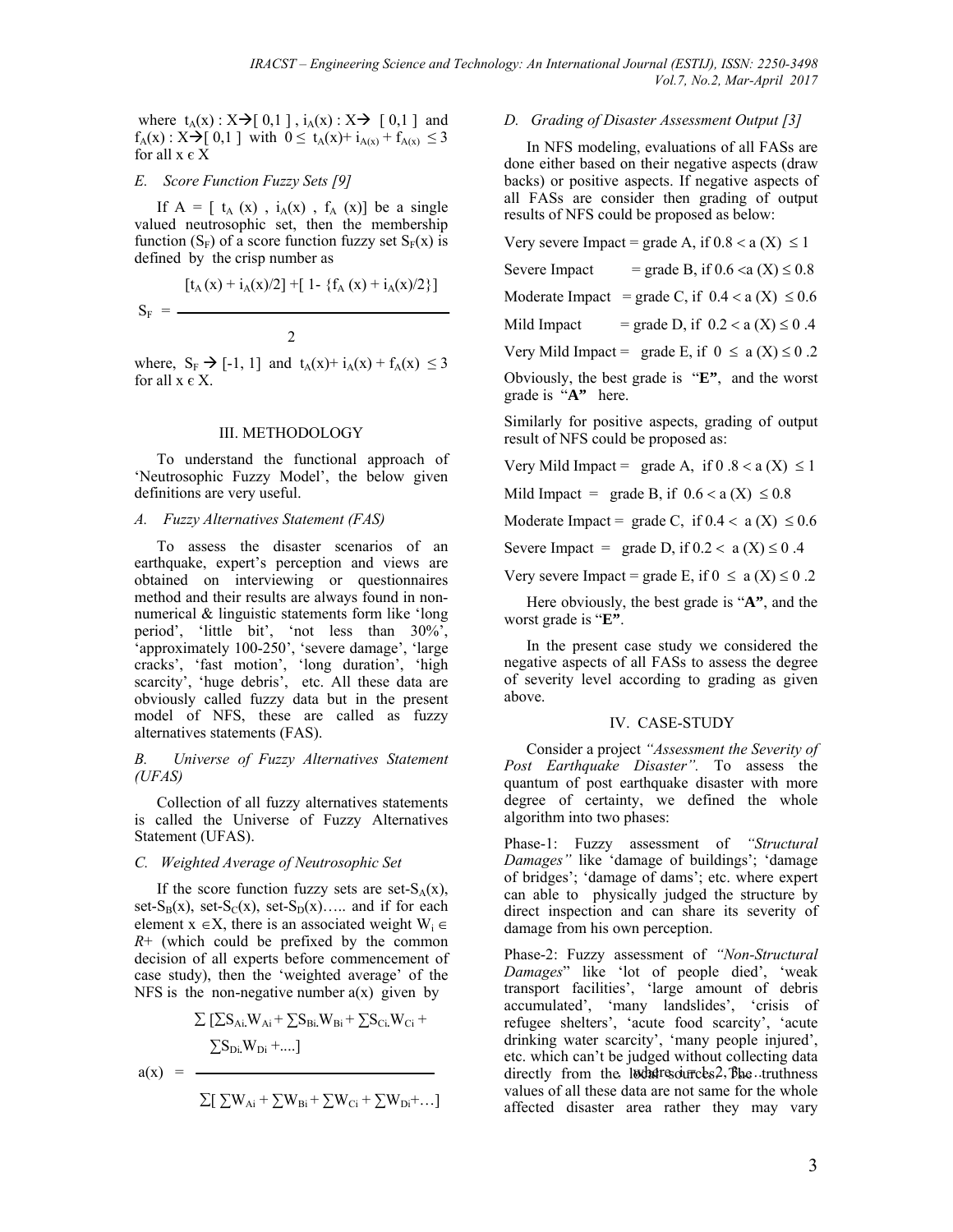where $t_A(x) : X \rightarrow [0,1]$, $i_A(x) : X \rightarrow [0,1]$ and $f_A(x) : X \rightarrow [0,1]$ with $0 \leq t_A(x) + i_{A(x)} + f_{A(x)} \leq 3$ for all $x \in X$

*E. Score Function Fuzzy Sets [9]*

If $A = [t_A(x), i_A(x), f_A(x)]$ be a single valued neutrosophic set, then the membership function ($S_F$) of a score function fuzzy set $S_F(x)$ is defined by the crisp number as

$$S_F = \frac{[t_A(x) + i_A(x)/2] + [1 - \{f_A(x) + i_A(x)/2\}]}{2}$$

where, $S_F \rightarrow [-1, 1]$ and $t_A(x) + i_A(x) + f_A(x) \leq 3$ for all $x \in X$.

## III. METHODOLOGY

To understand the functional approach of 'Neutrosophic Fuzzy Model', the below given definitions are very useful.

*A. Fuzzy Alternatives Statement (FAS)*

To assess the disaster scenarios of an earthquake, expert's perception and views are obtained on interviewing or questionnaires method and their results are always found in non-numerical & linguistic statements form like 'long period', 'little bit', 'not less than 30%', 'approximately 100-250', 'severe damage', 'large cracks', 'fast motion', 'long duration', 'high scarcity', 'huge debris', etc. All these data are obviously called fuzzy data but in the present model of NFS, these are called as fuzzy alternatives statements (FAS).

*B. Universe of Fuzzy Alternatives Statement (UFAS)*

Collection of all fuzzy alternatives statements is called the Universe of Fuzzy Alternatives Statement (UFAS).

*C. Weighted Average of Neutrosophic Set*

If the score function fuzzy sets are set-$S_A(x)$, set-$S_B(x)$, set-$S_C(x)$, set-$S_D(x)$….. and if for each element $x \in X$, there is an associated weight $W_i \in R+$ (which could be prefixed by the common decision of all experts before commencement of case study), then the 'weighted average' of the NFS is the non-negative number $a(x)$ given by

$$a(x) = \frac{\sum [\sum S_{Ai}.W_{Ai} + \sum S_{Bi}.W_{Bi} + \sum S_{Ci}.W_{Ci} + \sum S_{Di}.W_{Di} + ....]}{\sum[\sum W_{Ai} + \sum W_{Bi} + \sum W_{Ci} + \sum W_{Di} + …]}$$

where, $i = 1, 2, 3 …$

*D. Grading of Disaster Assessment Output [3]*

In NFS modeling, evaluations of all FASs are done either based on their negative aspects (draw backs) or positive aspects. If negative aspects of all FASs are consider then grading of output results of NFS could be proposed as below:

Very severe Impact = grade A, if $0.8 < a(X) \leq 1$

Severe Impact = grade B, if $0.6 < a(X) \leq 0.8$

Moderate Impact = grade C, if $0.4 < a(X) \leq 0.6$

Mild Impact = grade D, if $0.2 < a(X) \leq 0.4$

Very Mild Impact = grade E, if $0 \leq a(X) \leq 0.2$

Obviously, the best grade is "**E**", and the worst grade is "**A**" here.

Similarly for positive aspects, grading of output result of NFS could be proposed as:

Very Mild Impact = grade A, if $0.8 < a(X) \leq 1$

Mild Impact = grade B, if $0.6 < a(X) \leq 0.8$

Moderate Impact = grade C, if $0.4 < a(X) \leq 0.6$

Severe Impact = grade D, if $0.2 < a(X) \leq 0.4$

Very severe Impact = grade E, if $0 \leq a(X) \leq 0.2$

Here obviously, the best grade is "**A**", and the worst grade is "**E**".

In the present case study we considered the negative aspects of all FASs to assess the degree of severity level according to grading as given above.

## IV. CASE-STUDY

Consider a project *"Assessment the Severity of Post Earthquake Disaster"*. To assess the quantum of post earthquake disaster with more degree of certainty, we defined the whole algorithm into two phases:

Phase-1: Fuzzy assessment of *"Structural Damages"* like 'damage of buildings'; 'damage of bridges'; 'damage of dams'; etc. where expert can able to physically judged the structure by direct inspection and can share its severity of damage from his own perception.

Phase-2: Fuzzy assessment of *"Non-Structural Damages"* like 'lot of people died', 'weak transport facilities', 'large amount of debris accumulated', 'many landslides', 'crisis of refugee shelters', 'acute food scarcity', 'acute drinking water scarcity', 'many people injured', etc. which can't be judged without collecting data directly from the local sources. The truthness values of all these data are not same for the whole affected disaster area rather they may vary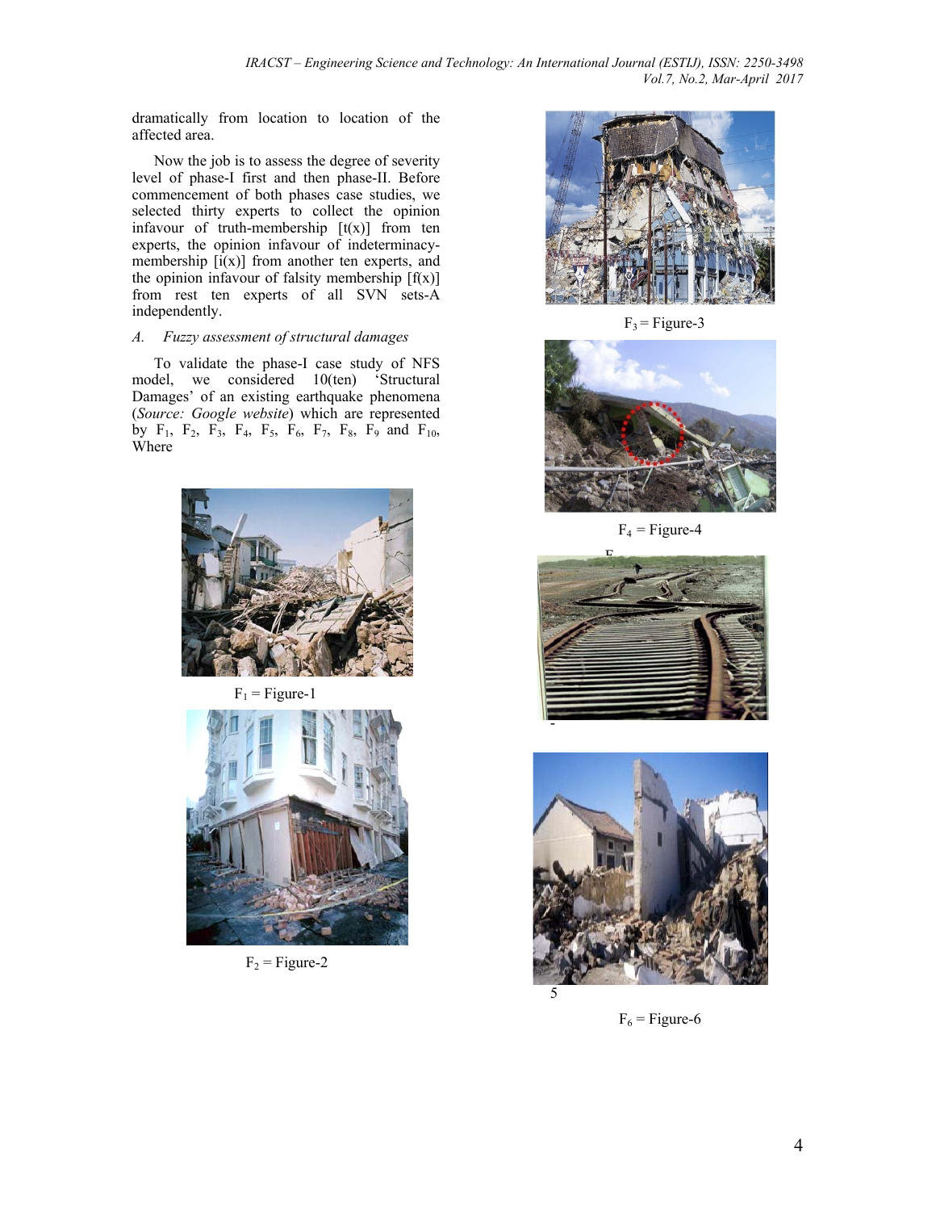dramatically from location to location of the affected area.

Now the job is to assess the degree of severity level of phase-I first and then phase-II. Before commencement of both phases case studies, we selected thirty experts to collect the opinion infavour of truth-membership [t(x)] from ten experts, the opinion infavour of indeterminacy-membership [i(x)] from another ten experts, and the opinion infavour of falsity membership [f(x)] from rest ten experts of all SVN sets-A independently.

### A. *Fuzzy assessment of structural damages*

To validate the phase-I case study of NFS model, we considered 10(ten) 'Structural Damages' of an existing earthquake phenomena (*Source: Google website*) which are represented by $F_1$, $F_2$, $F_3$, $F_4$, $F_5$, $F_6$, $F_7$, $F_8$, $F_9$ and $F_{10}$, Where

$F_1$ = Figure-1

$F_2$ = Figure-2

$F_3$ = Figure-3

$F_4$ = Figure-4

5

$F_6$ = Figure-6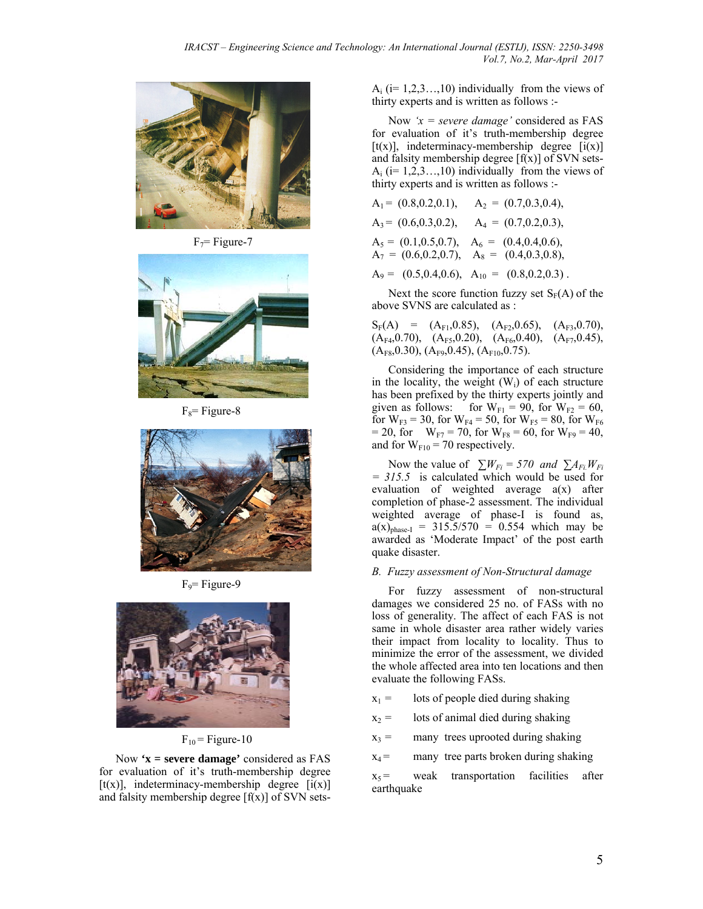$F_7$= Figure-7

$F_8$= Figure-8

$F_9$= Figure-9

$F_{10}$ = Figure-10

Now **'x = severe damage'** considered as FAS for evaluation of it's truth-membership degree [t(x)], indeterminacy-membership degree [i(x)] and falsity membership degree [f(x)] of SVN sets-$A_i$ (i= 1,2,3…,10) individually from the views of thirty experts and is written as follows :-

Now *'x = severe damage'* considered as FAS for evaluation of it's truth-membership degree [t(x)], indeterminacy-membership degree [i(x)] and falsity membership degree [f(x)] of SVN sets-$A_i$ (i= 1,2,3…,10) individually from the views of thirty experts and is written as follows :-

$A_1$ = (0.8,0.2,0.1), $A_2$ = (0.7,0.3,0.4),

$A_3$ = (0.6,0.3,0.2), $A_4$ = (0.7,0.2,0.3),

$A_5$ = (0.1,0.5,0.7), $A_6$ = (0.4,0.4,0.6),
$A_7$ = (0.6,0.2,0.7), $A_8$ = (0.4,0.3,0.8),

$A_9$ = (0.5,0.4,0.6), $A_{10}$ = (0.8,0.2,0.3) .

Next the score function fuzzy set $S_F(A)$ of the above SVNS are calculated as :

$S_F(A)$ = ($A_{F1}$,0.85), ($A_{F2}$,0.65), ($A_{F3}$,0.70), ($A_{F4}$,0.70), ($A_{F5}$,0.20), ($A_{F6}$,0.40), ($A_{F7}$,0.45), ($A_{F8}$,0.30), ($A_{F9}$,0.45), ($A_{F10}$,0.75).

Considering the importance of each structure in the locality, the weight ($W_i$) of each structure has been prefixed by the thirty experts jointly and given as follows: for $W_{F1}$ = 90, for $W_{F2}$ = 60, for $W_{F3}$ = 30, for $W_{F4}$ = 50, for $W_{F5}$ = 80, for $W_{F6}$ = 20, for $W_{F7}$ = 70, for $W_{F8}$ = 60, for $W_{F9}$ = 40, and for $W_{F10}$ = 70 respectively.

Now the value of $\sum W_{Fi} = 570$ *and* $\sum A_{Fi} W_{Fi} = 315.5$ is calculated which would be used for evaluation of weighted average a(x) after completion of phase-2 assessment. The individual weighted average of phase-I is found as, $a(x)_{phase\text{-}I}$ = 315.5/570 = 0.554 which may be awarded as 'Moderate Impact' of the post earth quake disaster.

### B. *Fuzzy assessment of Non-Structural damage*

For fuzzy assessment of non-structural damages we considered 25 no. of FASs with no loss of generality. The affect of each FAS is not same in whole disaster area rather widely varies their impact from locality to locality. Thus to minimize the error of the assessment, we divided the whole affected area into ten locations and then evaluate the following FASs.

$x_1$ = lots of people died during shaking

$x_2$ = lots of animal died during shaking

$x_3$ = many trees uprooted during shaking

$x_4$ = many tree parts broken during shaking

$x_5$ = weak transportation facilities after earthquake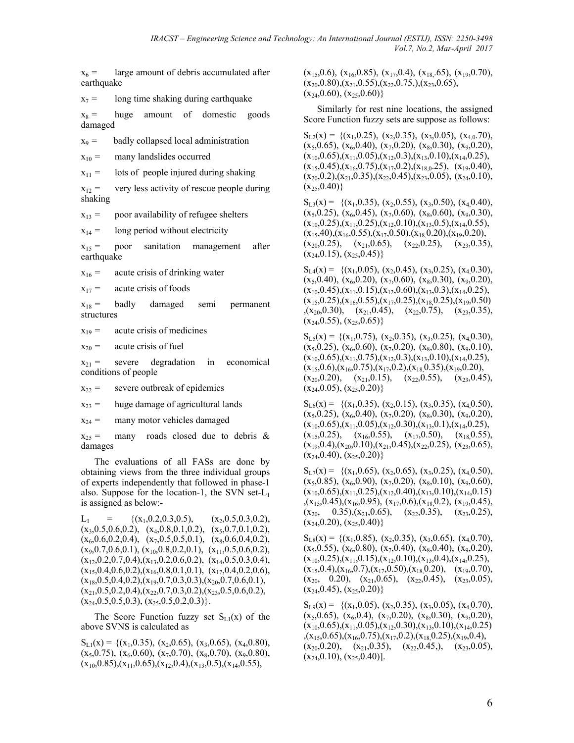$x_6$ = large amount of debris accumulated after earthquake

$x_7$ = long time shaking during earthquake

$x_8$ = huge amount of domestic goods damaged

$x_9$ = badly collapsed local administration

$x_{10}$ = many landslides occurred

$x_{11}$ = lots of people injured during shaking

$x_{12}$ = very less activity of rescue people during shaking

$x_{13}$ = poor availability of refugee shelters

$x_{14}$ = long period without electricity

$x_{15}$ = poor sanitation management after earthquake

$x_{16}$ = acute crisis of drinking water

$x_{17}$ = acute crisis of foods

$x_{18}$ = badly damaged semi permanent structures

$x_{19}$ = acute crisis of medicines

$x_{20}$ = acute crisis of fuel

$x_{21}$ = severe degradation in economical conditions of people

$x_{22}$ = severe outbreak of epidemics

$x_{23}$ = huge damage of agricultural lands

$x_{24}$ = many motor vehicles damaged

$x_{25}$ = many roads closed due to debris & damages

The evaluations of all FASs are done by obtaining views from the three individual groups of experts independently that followed in phase-1 also. Suppose for the location-1, the SVN set-$L_1$ is assigned as below:-

$L_1$ = {($x_1$,0.2,0.3,0.5), ($x_2$,0.5,0.3,0.2), ($x_3$,0.5,0.6,0.2), ($x_4$,0.8,0.1,0.2), ($x_5$,0.7,0.1,0.2), ($x_6$,0.6,0.2,0.4), ($x_7$,0.5,0.5,0.1), ($x_8$,0.6,0.4,0.2), ($x_9$,0.7,0.6,0.1), ($x_{10}$,0.8,0.2,0.1), ($x_{11}$,0.5,0.6,0.2), ($x_{12}$,0.2,0.7,0.4),($x_{13}$,0.2,0.6,0.2), ($x_{14}$,0.5,0.3,0.4), ($x_{15}$,0.4,0.6,0.2),($x_{16}$,0.8,0.1,0.1), ($x_{17}$,0.4,0.2,0.6), ($x_{18}$,0.5,0.4,0.2),($x_{19}$,0.7,0.3,0.3),($x_{20}$,0.7,0.6,0.1), ($x_{21}$,0.5,0.2,0.4),($x_{22}$,0.7,0.3,0.2),($x_{23}$,0.5,0.6,0.2), ($x_{24}$,0.5,0.5,0.3), ($x_{25}$,0.5,0.2,0.3)}.

The Score Function fuzzy set $S_{L1}(x)$ of the above SVNS is calculated as

$S_{L1}(x)$ = {($x_1$,0.35), ($x_2$,0.65), ($x_3$,0.65), ($x_4$,0.80), ($x_5$,0.75), ($x_6$,0.60), ($x_7$,0.70), ($x_8$,0.70), ($x_9$,0.80), ($x_{10}$,0.85),($x_{11}$,0.65),($x_{12}$,0.4),($x_{13}$,0.5),($x_{14}$,0.55), ($x_{15}$,0.6), ($x_{16}$,0.85), ($x_{17}$,0.4), ($x_{18}$,.65), ($x_{19}$,0.70), ($x_{20}$,0.80),($x_{21}$,0.55),($x_{22}$,0.75,),($x_{23}$,0.65), ($x_{24}$,0.60), ($x_{25}$,0.60)}

Similarly for rest nine locations, the assigned Score Function fuzzy sets are suppose as follows:

$S_{L2}(x)$ = {($x_1$,0.25), ($x_2$,0.35), ($x_3$,0.05), ($x_4$,0.70), ($x_5$,0.65), ($x_6$,0.40), ($x_7$,0.20), ($x_8$,0.30), ($x_9$,0.20), ($x_{10}$,0.65),($x_{11}$,0.05),($x_{12}$,0.3),($x_{13}$,0.10),($x_{14}$,0.25), ($x_{15}$,0.45),($x_{16}$,0.75),($x_{17}$,0.2),($x_{18}$,0.25), ($x_{19}$,0.40), ($x_{20}$,0.2),($x_{21}$,0.35),($x_{22}$,0.45),($x_{23}$,0.05), ($x_{24}$,0.10), ($x_{25}$,0.40)}

$S_{L3}(x)$ = {($x_1$,0.35), ($x_2$,0.55), ($x_3$,0.50), ($x_4$,0.40), ($x_5$,0.25), ($x_6$,0.45), ($x_7$,0.60), ($x_8$,0.60), ($x_9$,0.30), ($x_{10}$,0.25),($x_{11}$,0.25),($x_{12}$,0.10),($x_{13}$,0.5),($x_{14}$,0.55), ($x_{15}$,40),($x_{16}$,0.55),($x_{17}$,0.50),($x_{18}$,0.20),($x_{19}$,0.20), ($x_{20}$,0.25), ($x_{21}$,0.65), ($x_{22}$,0.25), ($x_{23}$,0.35), ($x_{24}$,0.15), ($x_{25}$,0.45)}

$S_{L4}(x)$ = {($x_1$,0.05), ($x_2$,0.45), ($x_3$,0.25), ($x_4$,0.30), ($x_5$,0.40), ($x_6$,0.20), ($x_7$,0.60), ($x_8$,0.30), ($x_9$,0.20), ($x_{10}$,0.45),($x_{11}$,0.15),($x_{12}$,0.60),($x_{13}$,0.3),($x_{14}$,0.25), ($x_{15}$,0.25),($x_{16}$,0.55),($x_{17}$,0.25),($x_{18}$,0.25),($x_{19}$,0.50) ,($x_{20}$,0.30), ($x_{21}$,0.45), ($x_{22}$,0.75), ($x_{23}$,0.35), ($x_{24}$,0.55), ($x_{25}$,0.65)}

$S_{L5}(x)$ = {($x_1$,0.75), ($x_2$,0.35), ($x_3$,0.25), ($x_4$,0.30), ($x_5$,0.25), ($x_6$,0.60), ($x_7$,0.20), ($x_8$,0.80), ($x_9$,0.10), ($x_{10}$,0.65),($x_{11}$,0.75),($x_{12}$,0.3),($x_{13}$,0.10),($x_{14}$,0.25), ($x_{15}$,0.6),($x_{16}$,0.75),($x_{17}$,0.2),($x_{18}$,0.35),($x_{19}$,0.20), ($x_{20}$,0.20), ($x_{21}$,0.15), ($x_{22}$,0.55), ($x_{23}$,0.45), ($x_{24}$,0.05), ($x_{25}$,0.20)}

$S_{L6}(x)$ = {($x_1$,0.35), ($x_2$,0.15), ($x_3$,0.35), ($x_4$,0.50), ($x_5$,0.25), ($x_6$,0.40), ($x_7$,0.20), ($x_8$,0.30), ($x_9$,0.20), ($x_{10}$,0.65),($x_{11}$,0.05),($x_{12}$,0.30),($x_{13}$,0.1),($x_{14}$,0.25), ($x_{15}$,0.25), ($x_{16}$,0.55), ($x_{17}$,0.50), ($x_{18}$,0.55), ($x_{19}$,0.4),($x_{20}$,0.10),($x_{21}$,0.45),($x_{22}$,0.25), ($x_{23}$,0.65), ($x_{24}$,0.40), ($x_{25}$,0.20)}

$S_{L7}(x)$ = {($x_1$,0.65), ($x_2$,0.65), ($x_3$,0.25), ($x_4$,0.50), ($x_5$,0.85), ($x_6$,0.90), ($x_7$,0.20), ($x_8$,0.10), ($x_9$,0.60), ($x_{10}$,0.65),($x_{11}$,0.25),($x_{12}$,0.40),($x_{13}$,0.10),($x_{14}$,0.15) ,($x_{15}$,0.45),($x_{16}$,0.95), ($x_{17}$,0.6),($x_{18}$,0.2), ($x_{19}$,0.45), ($x_{20}$, 0.35),($x_{21}$,0.65), ($x_{22}$,0.35), ($x_{23}$,0.25), ($x_{24}$,0.20), ($x_{25}$,0.40)}

$S_{L8}(x)$ = {($x_1$,0.85), ($x_2$,0.35), ($x_3$,0.65), ($x_4$,0.70), ($x_5$,0.55), ($x_6$,0.80), ($x_7$,0.40), ($x_8$,0.40), ($x_9$,0.20), ($x_{10}$,0.25),($x_{11}$,0.15),($x_{12}$,0.10),($x_{13}$,0.4),($x_{14}$,0.25), ($x_{15}$,0.4),($x_{16}$,0.7),($x_{17}$,0.50),($x_{18}$,0.20), ($x_{19}$,0.70), ($x_{20}$, 0.20), ($x_{21}$,0.65), ($x_{22}$,0.45), ($x_{23}$,0.05), ($x_{24}$,0.45), ($x_{25}$,0.20)}

$S_{L9}(x)$ = {($x_1$,0.05), ($x_2$,0.35), ($x_3$,0.05), ($x_4$,0.70), ($x_5$,0.65), ($x_6$,0.4), ($x_7$,0.20), ($x_8$,0.30), ($x_9$,0.20), ($x_{10}$,0.65),($x_{11}$,0.05),($x_{12}$,0.30),($x_{13}$,0.10),($x_{14}$,0.25) ,($x_{15}$,0.65),($x_{16}$,0.75),($x_{17}$,0.2),($x_{18}$,0.25),($x_{19}$,0.4), ($x_{20}$,0.20), ($x_{21}$,0.35), ($x_{22}$,0.45,), ($x_{23}$,0.05), ($x_{24}$,0.10), ($x_{25}$,0.40)].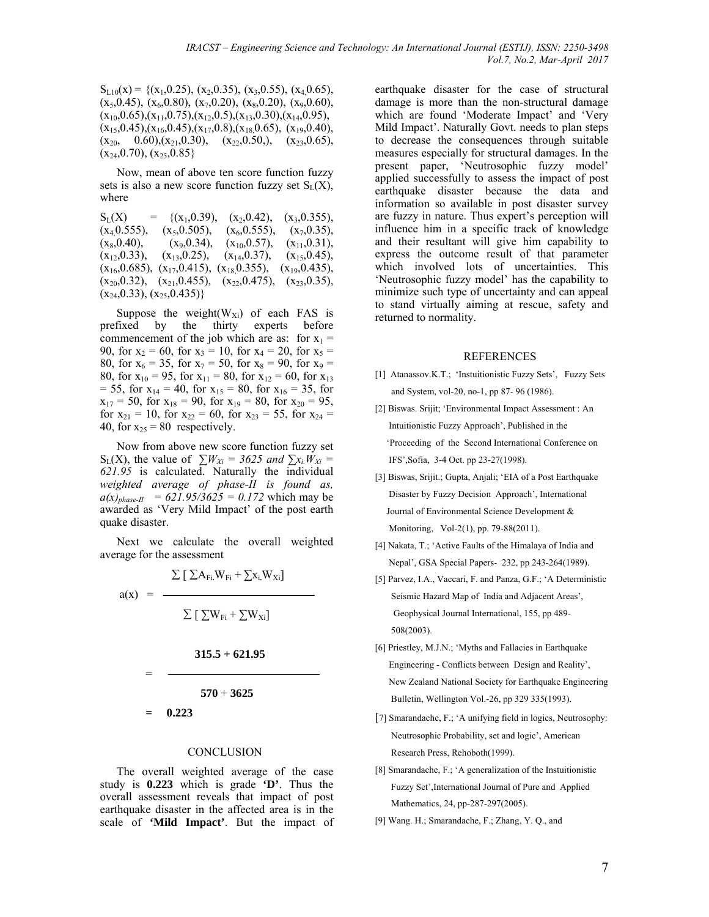$S_{L10}(x) = \{(x_1,0.25), (x_2,0.35), (x_3,0.55), (x_4,0.65), (x_5,0.45), (x_6,0.80), (x_7,0.20), (x_8,0.20), (x_9,0.60), (x_{10},0.65),(x_{11},0.75),(x_{12},0.5),(x_{13},0.30),(x_{14},0.95), (x_{15},0.45),(x_{16},0.45),(x_{17},0.8),(x_{18},0.65), (x_{19},0.40), (x_{20}, 0.60),(x_{21},0.30), (x_{22},0.50,), (x_{23},0.65), (x_{24},0.70), (x_{25},0.85\}$

Now, mean of above ten score function fuzzy sets is also a new score function fuzzy set $S_L(X)$, where

$S_L(X) = \{(x_1,0.39), (x_2,0.42), (x_3,0.355), (x_4,0.555), (x_5,0.505), (x_6,0.555), (x_7,0.35), (x_8,0.40), (x_9,0.34), (x_{10},0.57), (x_{11},0.31), (x_{12},0.33), (x_{13},0.25), (x_{14},0.37), (x_{15},0.45), (x_{16},0.685), (x_{17},0.415), (x_{18},0.355), (x_{19},0.435), (x_{20},0.32), (x_{21},0.455), (x_{22},0.475), (x_{23},0.35), (x_{24},0.33), (x_{25},0.435)\}$

Suppose the weight($W_{Xi}$) of each FAS is prefixed by the thirty experts before commencement of the job which are as: for $x_1$ = 90, for $x_2$ = 60, for $x_3$ = 10, for $x_4$ = 20, for $x_5$ = 80, for $x_6$ = 35, for $x_7$ = 50, for $x_8$ = 90, for $x_9$ = 80, for $x_{10}$ = 95, for $x_{11}$ = 80, for $x_{12}$ = 60, for $x_{13}$ = 55, for $x_{14}$ = 40, for $x_{15}$ = 80, for $x_{16}$ = 35, for $x_{17}$ = 50, for $x_{18}$ = 90, for $x_{19}$ = 80, for $x_{20}$ = 95, for $x_{21}$ = 10, for $x_{22}$ = 60, for $x_{23}$ = 55, for $x_{24}$ = 40, for $x_{25}$ = 80 respectively.

Now from above new score function fuzzy set $S_L(X)$, the value of $\sum W_{Xi} = 3625$ *and* $\sum x_i W_{Xi} = 621.95$ is calculated. Naturally the individual *weighted average of phase-II is found as,* $a(x)_{phase-II} = 621.95/3625 = 0.172$ which may be awarded as 'Very Mild Impact' of the post earth quake disaster.

Next we calculate the overall weighted average for the assessment

$$a(x) = \frac{\sum [\sum A_{Fi} W_{Fi} + \sum x_i W_{Xi}]}{\sum [\sum W_{Fi} + \sum W_{Xi}]}$$

$$= \frac{\mathbf{315.5 + 621.95}}{\mathbf{570 + 3625}}$$

$$= \mathbf{0.223}$$

## CONCLUSION

The overall weighted average of the case study is **0.223** which is grade **'D'**. Thus the overall assessment reveals that impact of post earthquake disaster in the affected area is in the scale of **'Mild Impact'**. But the impact of earthquake disaster for the case of structural damage is more than the non-structural damage which are found 'Moderate Impact' and 'Very Mild Impact'. Naturally Govt. needs to plan steps to decrease the consequences through suitable measures especially for structural damages. In the present paper, 'Neutrosophic fuzzy model' applied successfully to assess the impact of post earthquake disaster because the data and information so available in post disaster survey are fuzzy in nature. Thus expert's perception will influence him in a specific track of knowledge and their resultant will give him capability to express the outcome result of that parameter which involved lots of uncertainties. This 'Neutrosophic fuzzy model' has the capability to minimize such type of uncertainty and can appeal to stand virtually aiming at rescue, safety and returned to normality.

## REFERENCES

[1] Atanassov.K.T.; 'Instuitionistic Fuzzy Sets', Fuzzy Sets and System, vol-20, no-1, pp 87- 96 (1986).

[2] Biswas. Srijit; 'Environmental Impact Assessment : An Intuitionistic Fuzzy Approach', Published in the 'Proceeding of the Second International Conference on IFS',Sofia, 3-4 Oct. pp 23-27(1998).

[3] Biswas, Srijit.; Gupta, Anjali; 'EIA of a Post Earthquake Disaster by Fuzzy Decision Approach', International Journal of Environmental Science Development & Monitoring, Vol-2(1), pp. 79-88(2011).

[4] Nakata, T.; 'Active Faults of the Himalaya of India and Nepal', GSA Special Papers- 232, pp 243-264(1989).

[5] Parvez, I.A., Vaccari, F. and Panza, G.F.; 'A Deterministic Seismic Hazard Map of India and Adjacent Areas', Geophysical Journal International, 155, pp 489-508(2003).

[6] Priestley, M.J.N.; 'Myths and Fallacies in Earthquake Engineering - Conflicts between Design and Reality', New Zealand National Society for Earthquake Engineering Bulletin, Wellington Vol.-26, pp 329 335(1993).

[7] Smarandache, F.; 'A unifying field in logics, Neutrosophy: Neutrosophic Probability, set and logic', American Research Press, Rehoboth(1999).

[8] Smarandache, F.; 'A generalization of the Instuitionistic Fuzzy Set',International Journal of Pure and Applied Mathematics, 24, pp-287-297(2005).

[9] Wang. H.; Smarandache, F.; Zhang, Y. Q., and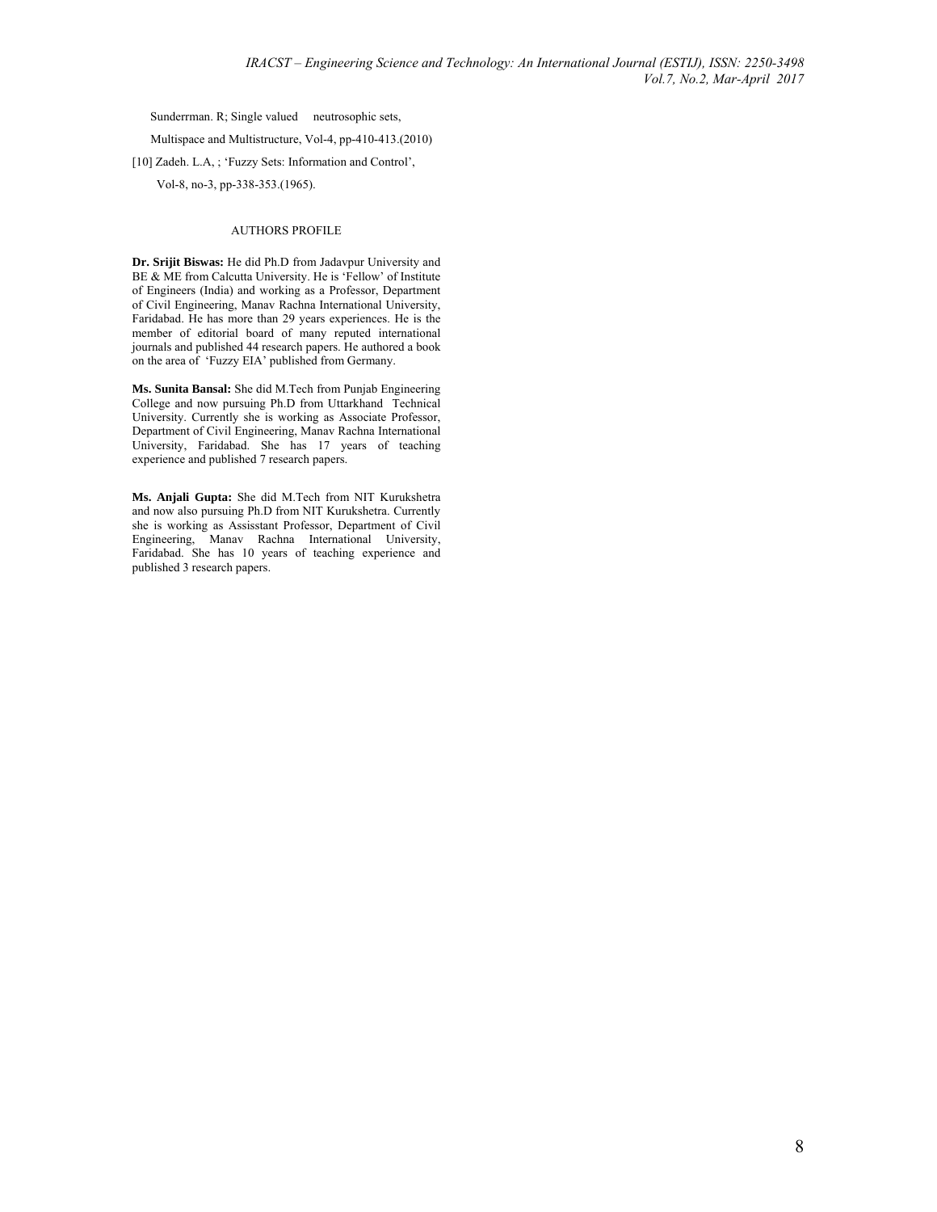Sunderrman. R; Single valued neutrosophic sets, Multispace and Multistructure, Vol-4, pp-410-413.(2010)

[10] Zadeh. L.A, ; 'Fuzzy Sets: Information and Control', Vol-8, no-3, pp-338-353.(1965).

## AUTHORS PROFILE

**Dr. Srijit Biswas:** He did Ph.D from Jadavpur University and BE & ME from Calcutta University. He is 'Fellow' of Institute of Engineers (India) and working as a Professor, Department of Civil Engineering, Manav Rachna International University, Faridabad. He has more than 29 years experiences. He is the member of editorial board of many reputed international journals and published 44 research papers. He authored a book on the area of 'Fuzzy EIA' published from Germany.

**Ms. Sunita Bansal:** She did M.Tech from Punjab Engineering College and now pursuing Ph.D from Uttarkhand Technical University. Currently she is working as Associate Professor, Department of Civil Engineering, Manav Rachna International University, Faridabad. She has 17 years of teaching experience and published 7 research papers.

**Ms. Anjali Gupta:** She did M.Tech from NIT Kurukshetra and now also pursuing Ph.D from NIT Kurukshetra. Currently she is working as Assisstant Professor, Department of Civil Engineering, Manav Rachna International University, Faridabad. She has 10 years of teaching experience and published 3 research papers.